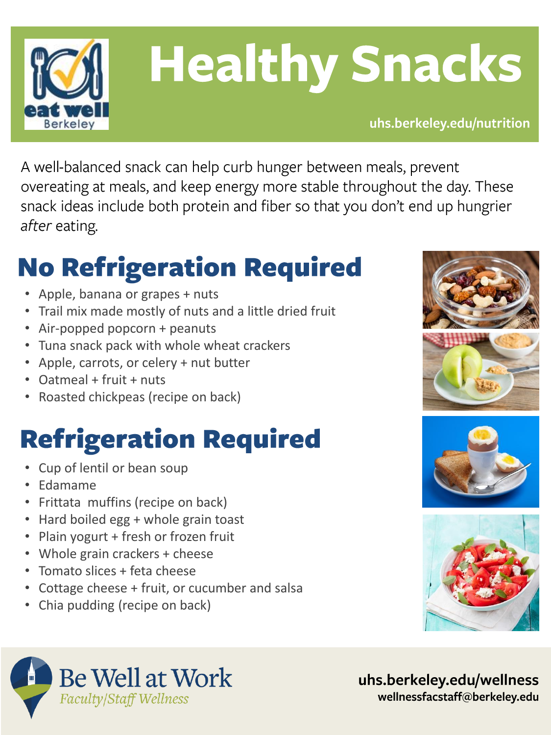# Healthy Snacks

eat well Berkeley

uhs.berkeley.edu/nutrition

A well-balanced snack can help curb hunger between meals, prevent overeating at meals, and keep energy more stable throughout the day. These snack ideas include both protein and fiber so that you don't end up hungrier *after* eating.

## No Refrigeration Required

- Apple, banana or grapes + nuts
- Trail mix made mostly of nuts and a little dried fruit
- Air-popped popcorn + peanuts
- Tuna snack pack with whole wheat crackers
- Apple, carrots, or celery + nut butter
- Oatmeal + fruit + nuts
- Roasted chickpeas (recipe on back)

## Refrigeration Required

- Cup of lentil or bean soup
- Edamame
- Frittata muffins (recipe on back)
- Hard boiled egg + whole grain toast
- Plain yogurt + fresh or frozen fruit
- Whole grain crackers + cheese
- Tomato slices + feta cheese
- Cottage cheese + fruit, or cucumber and salsa
- Chia pudding (recipe on back)

Be Well at Work
*Faculty/Staff Wellness*

**uhs.berkeley.edu/wellness**
**wellnessfacstaff@berkeley.edu**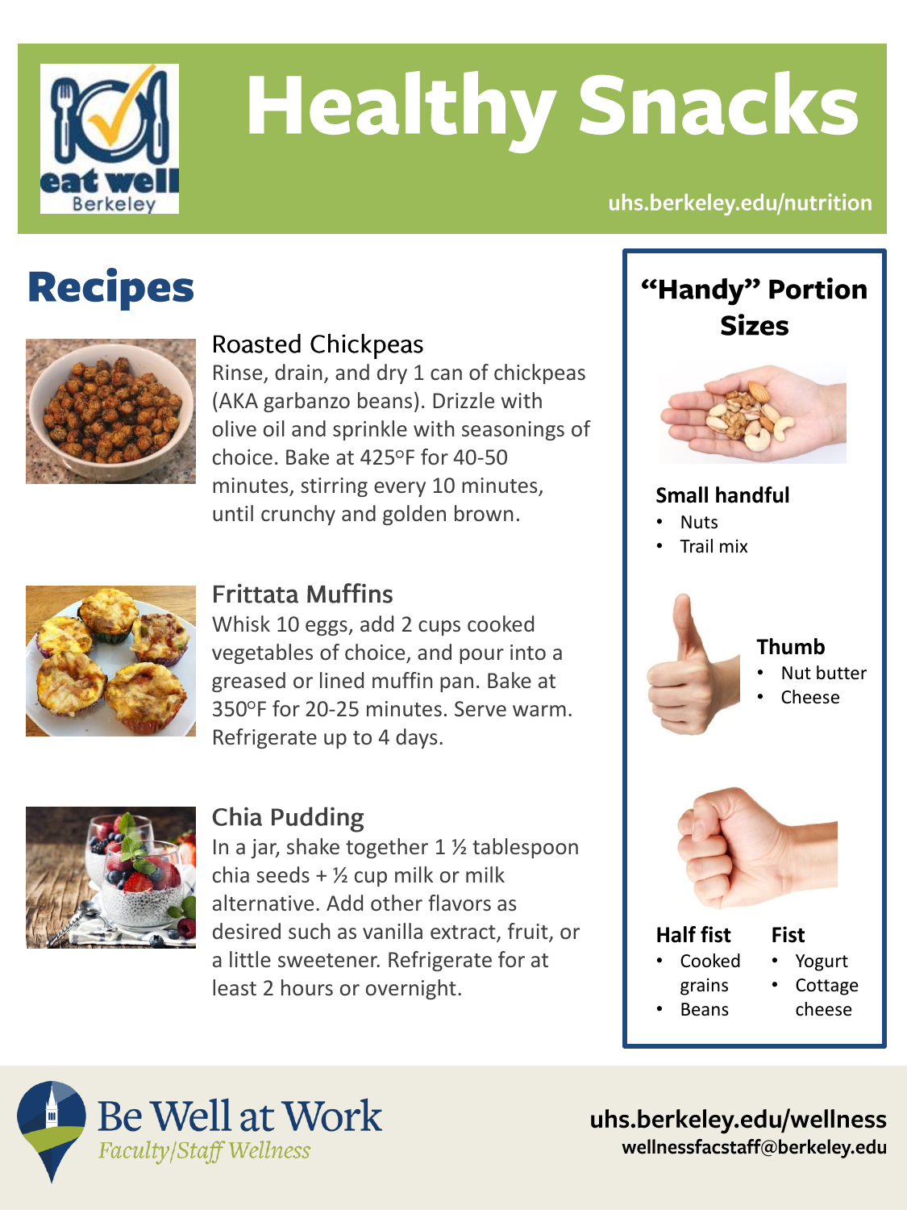# Healthy Snacks

uhs.berkeley.edu/nutrition

## Recipes

### Roasted Chickpeas

Rinse, drain, and dry 1 can of chickpeas (AKA garbanzo beans). Drizzle with olive oil and sprinkle with seasonings of choice. Bake at 425°F for 40-50 minutes, stirring every 10 minutes, until crunchy and golden brown.

### Frittata Muffins

Whisk 10 eggs, add 2 cups cooked vegetables of choice, and pour into a greased or lined muffin pan. Bake at 350°F for 20-25 minutes. Serve warm. Refrigerate up to 4 days.

### Chia Pudding

In a jar, shake together 1 ½ tablespoon chia seeds + ½ cup milk or milk alternative. Add other flavors as desired such as vanilla extract, fruit, or a little sweetener. Refrigerate for at least 2 hours or overnight.

## "Handy" Portion Sizes

**Small handful**

- Nuts
- Trail mix

**Thumb**

- Nut butter
- Cheese

**Half fist**

- Cooked grains
- Beans

**Fist**

- Yogurt
- Cottage cheese

Be Well at Work
*Faculty/Staff Wellness*

uhs.berkeley.edu/wellness
wellnessfacstaff@berkeley.edu